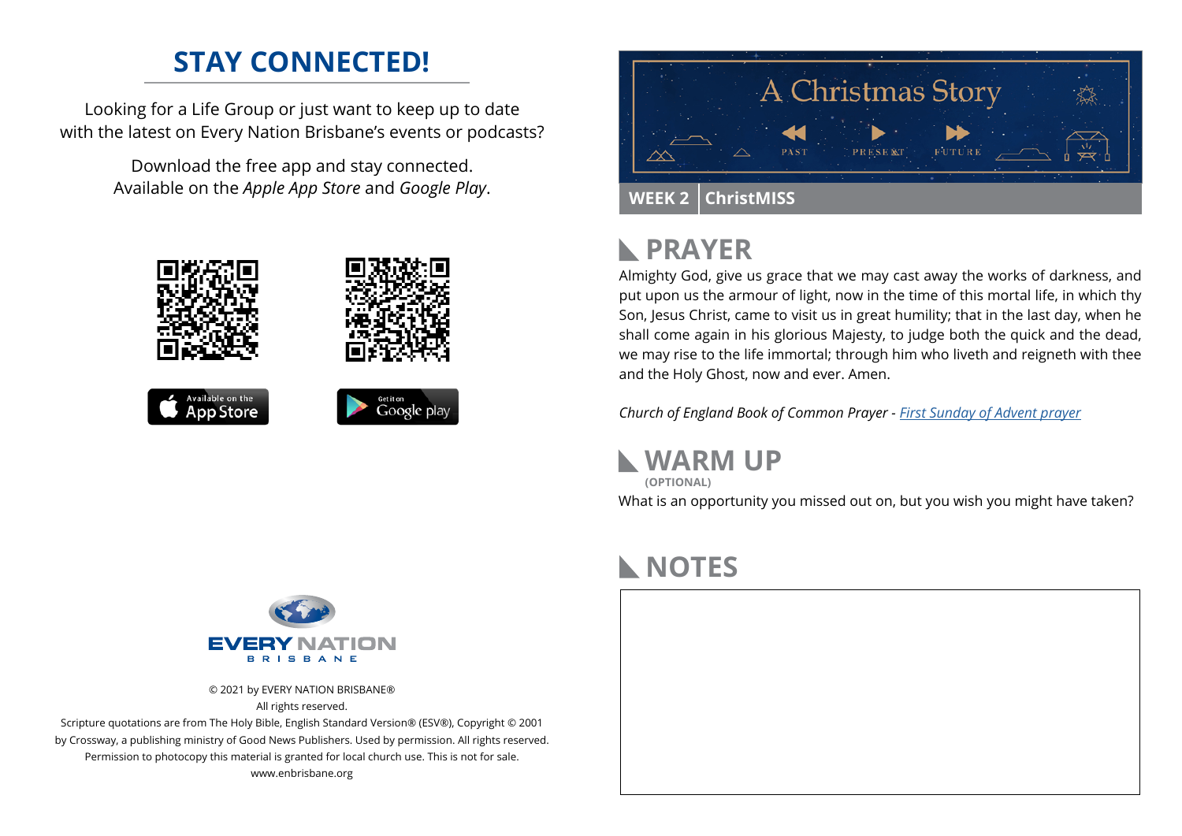## STAY CONNECTED!

Looking for a Life Group or just want to keep up to date with the latest on Every Nation Brisbane's events or podcasts?

Download the free app and stay connected. Available on the *Apple App Store* and *Google Play*.

Available on the App Store

Get it on Google play

EVERY NATION BRISBANE

© 2021 by EVERY NATION BRISBANE®
All rights reserved.
Scripture quotations are from The Holy Bible, English Standard Version® (ESV®), Copyright © 2001 by Crossway, a publishing ministry of Good News Publishers. Used by permission. All rights reserved.
Permission to photocopy this material is granted for local church use. This is not for sale.
www.enbrisbane.org

# A Christmas Story

PAST · PRESENT · FUTURE

**WEEK 2 | ChristMISS**

## PRAYER

Almighty God, give us grace that we may cast away the works of darkness, and put upon us the armour of light, now in the time of this mortal life, in which thy Son, Jesus Christ, came to visit us in great humility; that in the last day, when he shall come again in his glorious Majesty, to judge both the quick and the dead, we may rise to the life immortal; through him who liveth and reigneth with thee and the Holy Ghost, now and ever. Amen.

*Church of England Book of Common Prayer - First Sunday of Advent prayer*

## WARM UP

**(OPTIONAL)**

What is an opportunity you missed out on, but you wish you might have taken?

## NOTES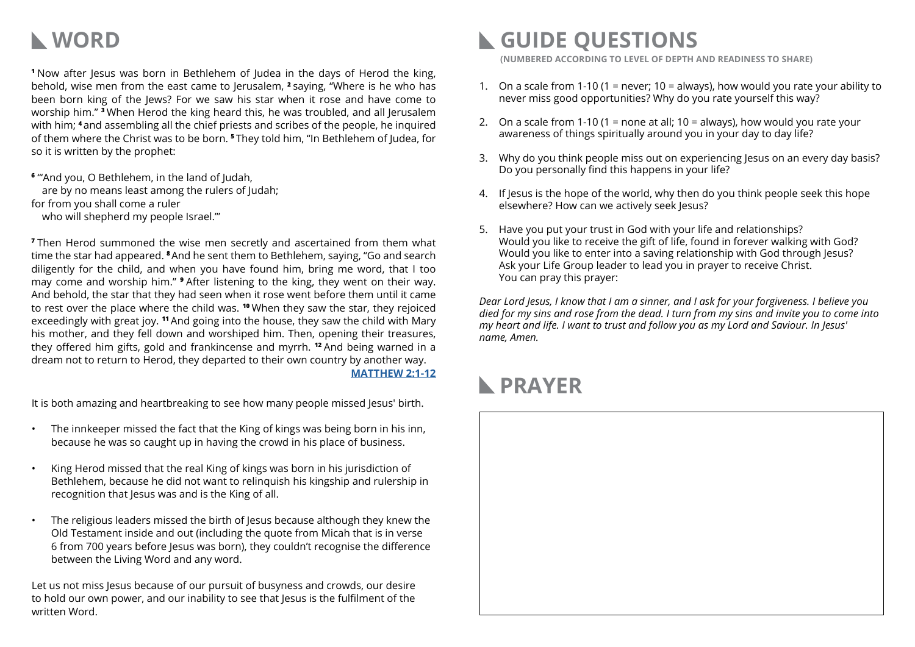# WORD

[1] Now after Jesus was born in Bethlehem of Judea in the days of Herod the king, behold, wise men from the east came to Jerusalem, [2] saying, "Where is he who has been born king of the Jews? For we saw his star when it rose and have come to worship him." [3] When Herod the king heard this, he was troubled, and all Jerusalem with him; [4] and assembling all the chief priests and scribes of the people, he inquired of them where the Christ was to be born. [5] They told him, "In Bethlehem of Judea, for so it is written by the prophet:

[6] "'And you, O Bethlehem, in the land of Judah,
are by no means least among the rulers of Judah;
for from you shall come a ruler
who will shepherd my people Israel.'"

[7] Then Herod summoned the wise men secretly and ascertained from them what time the star had appeared. [8] And he sent them to Bethlehem, saying, "Go and search diligently for the child, and when you have found him, bring me word, that I too may come and worship him." [9] After listening to the king, they went on their way. And behold, the star that they had seen when it rose went before them until it came to rest over the place where the child was. [10] When they saw the star, they rejoiced exceedingly with great joy. [11] And going into the house, they saw the child with Mary his mother, and they fell down and worshiped him. Then, opening their treasures, they offered him gifts, gold and frankincense and myrrh. [12] And being warned in a dream not to return to Herod, they departed to their own country by another way.

**MATTHEW 2:1-12**

It is both amazing and heartbreaking to see how many people missed Jesus' birth.

- The innkeeper missed the fact that the King of kings was being born in his inn, because he was so caught up in having the crowd in his place of business.
- King Herod missed that the real King of kings was born in his jurisdiction of Bethlehem, because he did not want to relinquish his kingship and rulership in recognition that Jesus was and is the King of all.
- The religious leaders missed the birth of Jesus because although they knew the Old Testament inside and out (including the quote from Micah that is in verse 6 from 700 years before Jesus was born), they couldn't recognise the difference between the Living Word and any word.

Let us not miss Jesus because of our pursuit of busyness and crowds, our desire to hold our own power, and our inability to see that Jesus is the fulfilment of the written Word.

# GUIDE QUESTIONS

**(NUMBERED ACCORDING TO LEVEL OF DEPTH AND READINESS TO SHARE)**

1. On a scale from 1-10 (1 = never; 10 = always), how would you rate your ability to never miss good opportunities? Why do you rate yourself this way?
2. On a scale from 1-10 (1 = none at all; 10 = always), how would you rate your awareness of things spiritually around you in your day to day life?
3. Why do you think people miss out on experiencing Jesus on an every day basis? Do you personally find this happens in your life?
4. If Jesus is the hope of the world, why then do you think people seek this hope elsewhere? How can we actively seek Jesus?
5. Have you put your trust in God with your life and relationships?
   Would you like to receive the gift of life, found in forever walking with God?
   Would you like to enter into a saving relationship with God through Jesus?
   Ask your Life Group leader to lead you in prayer to receive Christ.
   You can pray this prayer:

*Dear Lord Jesus, I know that I am a sinner, and I ask for your forgiveness. I believe you died for my sins and rose from the dead. I turn from my sins and invite you to come into my heart and life. I want to trust and follow you as my Lord and Saviour. In Jesus' name, Amen.*

# PRAYER